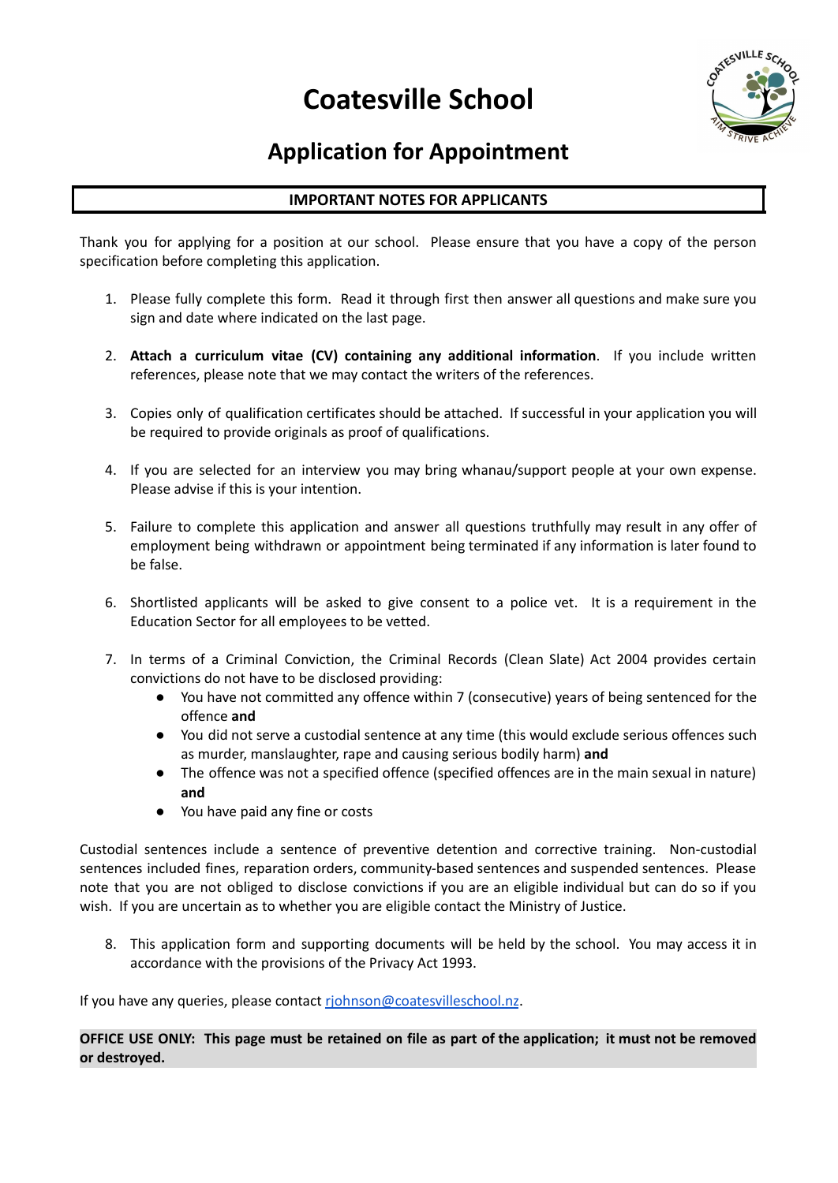# Coatesville School

## Application for Appointment

**IMPORTANT NOTES FOR APPLICANTS**

Thank you for applying for a position at our school. Please ensure that you have a copy of the person specification before completing this application.

1. Please fully complete this form. Read it through first then answer all questions and make sure you sign and date where indicated on the last page.

2. **Attach a curriculum vitae (CV) containing any additional information**. If you include written references, please note that we may contact the writers of the references.

3. Copies only of qualification certificates should be attached. If successful in your application you will be required to provide originals as proof of qualifications.

4. If you are selected for an interview you may bring whanau/support people at your own expense. Please advise if this is your intention.

5. Failure to complete this application and answer all questions truthfully may result in any offer of employment being withdrawn or appointment being terminated if any information is later found to be false.

6. Shortlisted applicants will be asked to give consent to a police vet. It is a requirement in the Education Sector for all employees to be vetted.

7. In terms of a Criminal Conviction, the Criminal Records (Clean Slate) Act 2004 provides certain convictions do not have to be disclosed providing:
   - You have not committed any offence within 7 (consecutive) years of being sentenced for the offence **and**
   - You did not serve a custodial sentence at any time (this would exclude serious offences such as murder, manslaughter, rape and causing serious bodily harm) **and**
   - The offence was not a specified offence (specified offences are in the main sexual in nature) **and**
   - You have paid any fine or costs

Custodial sentences include a sentence of preventive detention and corrective training. Non-custodial sentences included fines, reparation orders, community-based sentences and suspended sentences. Please note that you are not obliged to disclose convictions if you are an eligible individual but can do so if you wish. If you are uncertain as to whether you are eligible contact the Ministry of Justice.

8. This application form and supporting documents will be held by the school. You may access it in accordance with the provisions of the Privacy Act 1993.

If you have any queries, please contact rjohnson@coatesvilleschool.nz.

**OFFICE USE ONLY: This page must be retained on file as part of the application; it must not be removed or destroyed.**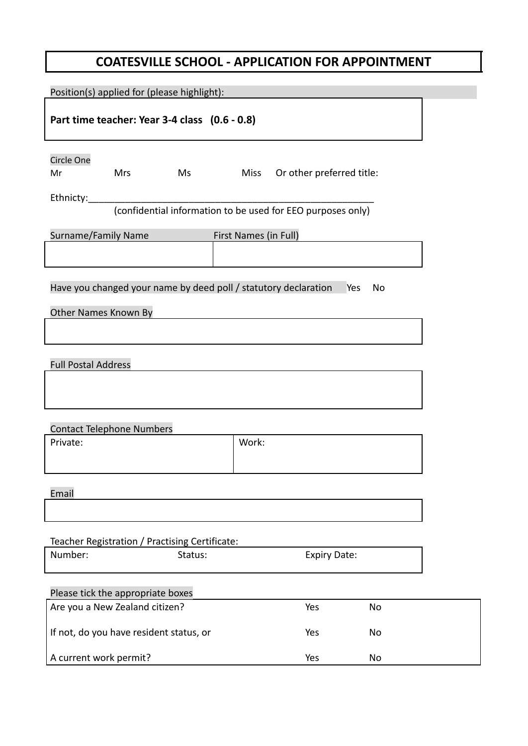# COATESVILLE SCHOOL - APPLICATION FOR APPOINTMENT

Position(s) applied for (please highlight):

**Part time teacher: Year 3-4 class (0.6 - 0.8)**

Circle One

Mr Mrs Ms Miss Or other preferred title:

Ethnicty:_______________________________________________________

(confidential information to be used for EEO purposes only)

| Surname/Family Name | First Names (in Full) |
|---|---|
| | |

Have you changed your name by deed poll / statutory declaration Yes No

Other Names Known By

| |
|---|
| |

Full Postal Address

| |
|---|
| |

Contact Telephone Numbers

| Private: | Work: |
|---|---|

Email

| |
|---|
| |

Teacher Registration / Practising Certificate:

| Number: | Status: | Expiry Date: |
|---|---|---|

Please tick the appropriate boxes

| | | |
|---|---|---|
| Are you a New Zealand citizen? | Yes | No |
| If not, do you have resident status, or | Yes | No |
| A current work permit? | Yes | No |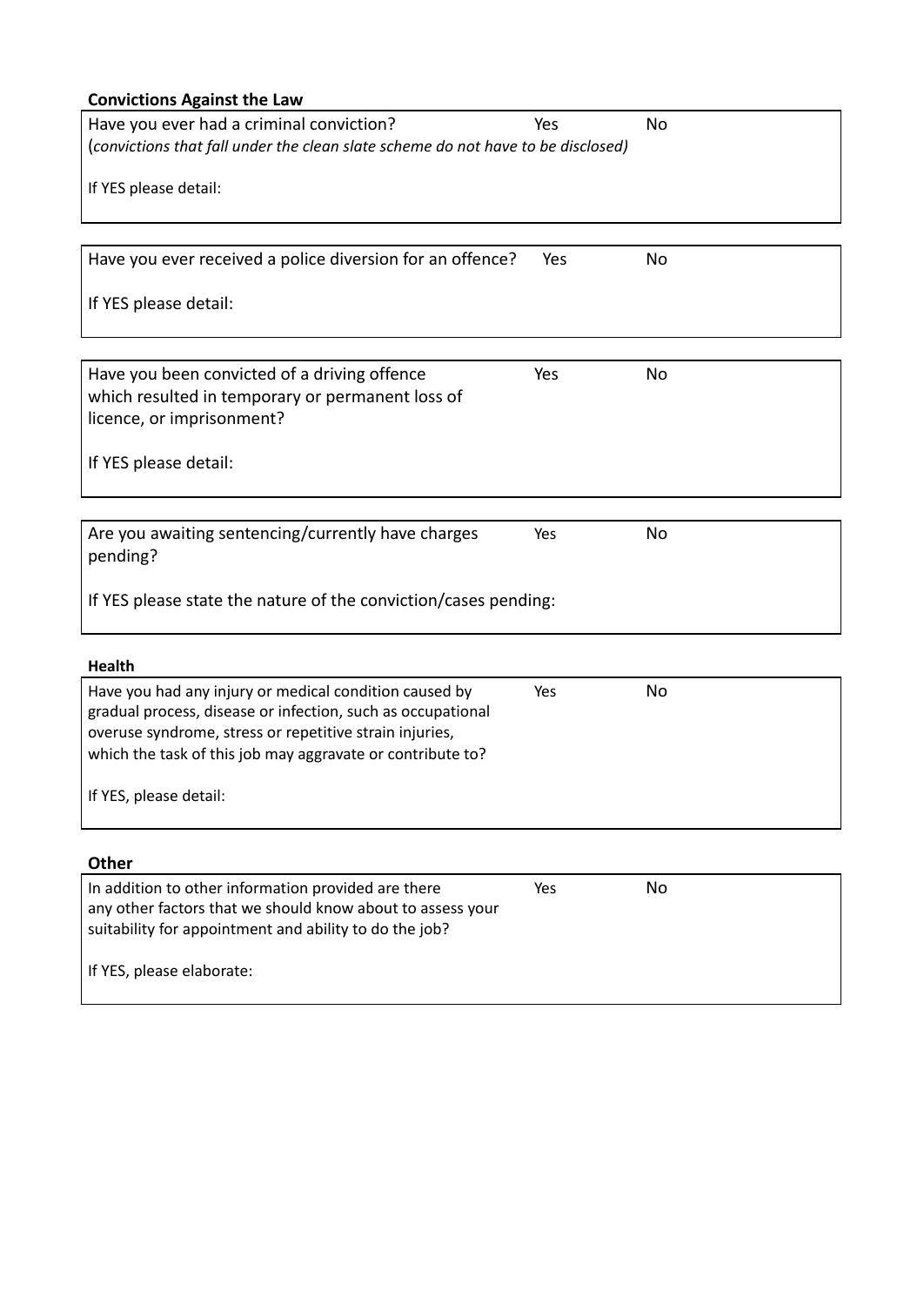**Convictions Against the Law**

| Have you ever had a criminal conviction? | Yes | No |
|---|---|---|
| (*convictions that fall under the clean slate scheme do not have to be disclosed)* | | |
| If YES please detail: | | |

| Have you ever received a police diversion for an offence? | Yes | No |
|---|---|---|
| If YES please detail: | | |

| Have you been convicted of a driving offence which resulted in temporary or permanent loss of licence, or imprisonment? | Yes | No |
|---|---|---|
| If YES please detail: | | |

| Are you awaiting sentencing/currently have charges pending? | Yes | No |
|---|---|---|
| If YES please state the nature of the conviction/cases pending: | | |

**Health**

| Have you had any injury or medical condition caused by gradual process, disease or infection, such as occupational overuse syndrome, stress or repetitive strain injuries, which the task of this job may aggravate or contribute to? | Yes | No |
|---|---|---|
| If YES, please detail: | | |

**Other**

| In addition to other information provided are there any other factors that we should know about to assess your suitability for appointment and ability to do the job? | Yes | No |
|---|---|---|
| If YES, please elaborate: | | |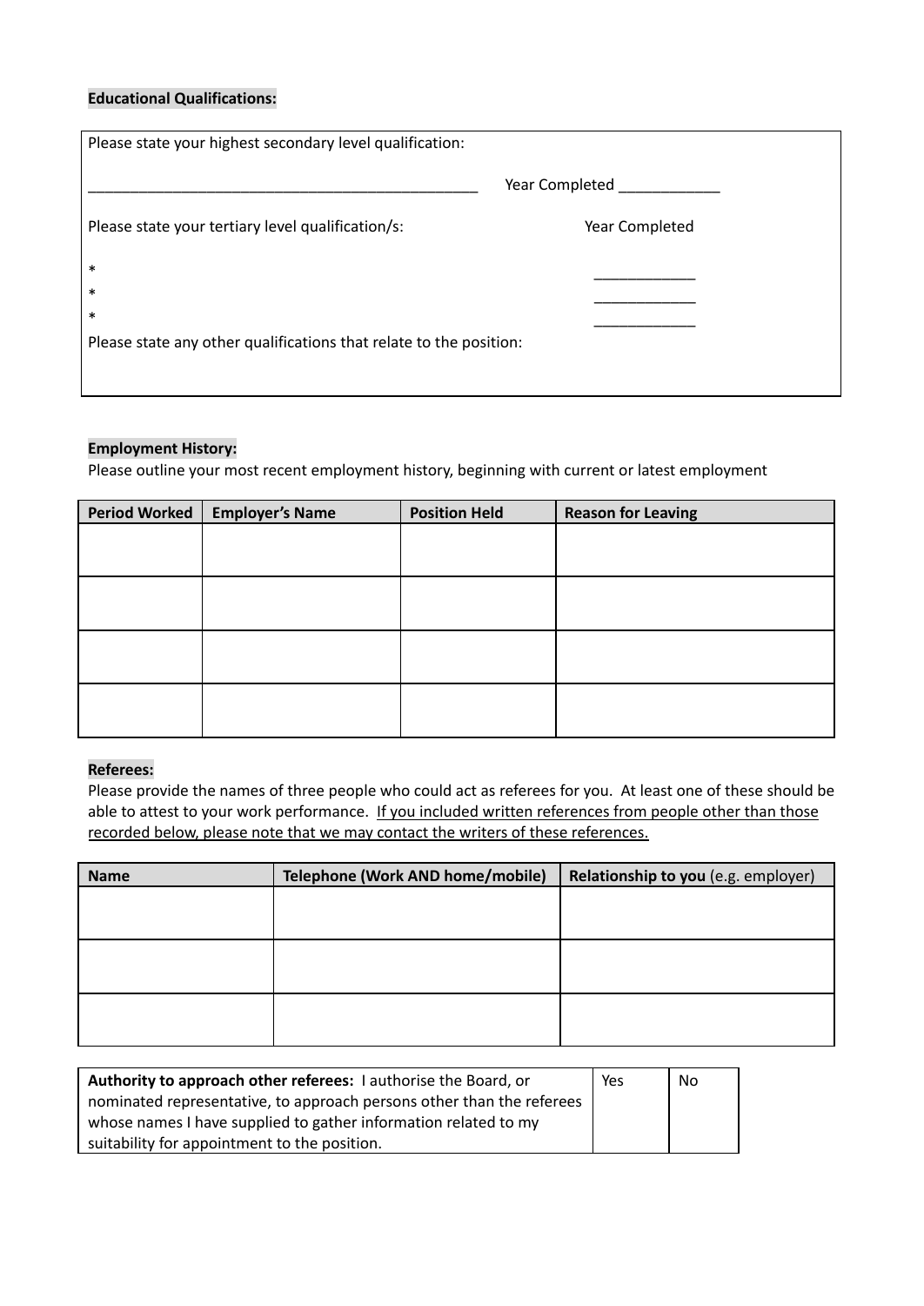**Educational Qualifications:**

Please state your highest secondary level qualification:

________________________________________________ Year Completed ____________

Please state your tertiary level qualification/s: Year Completed

* ____________
* ____________
* ____________

Please state any other qualifications that relate to the position:

**Employment History:**

Please outline your most recent employment history, beginning with current or latest employment

| Period Worked | Employer's Name | Position Held | Reason for Leaving |
|---|---|---|---|
| | | | |
| | | | |
| | | | |
| | | | |

**Referees:**

Please provide the names of three people who could act as referees for you. At least one of these should be able to attest to your work performance. <u>If you included written references from people other than those recorded below, please note that we may contact the writers of these references.</u>

| Name | Telephone (Work AND home/mobile) | **Relationship to you** (e.g. employer) |
|---|---|---|
| | | |
| | | |
| | | |

| **Authority to approach other referees:** I authorise the Board, or nominated representative, to approach persons other than the referees whose names I have supplied to gather information related to my suitability for appointment to the position. | Yes | No |
|---|---|---|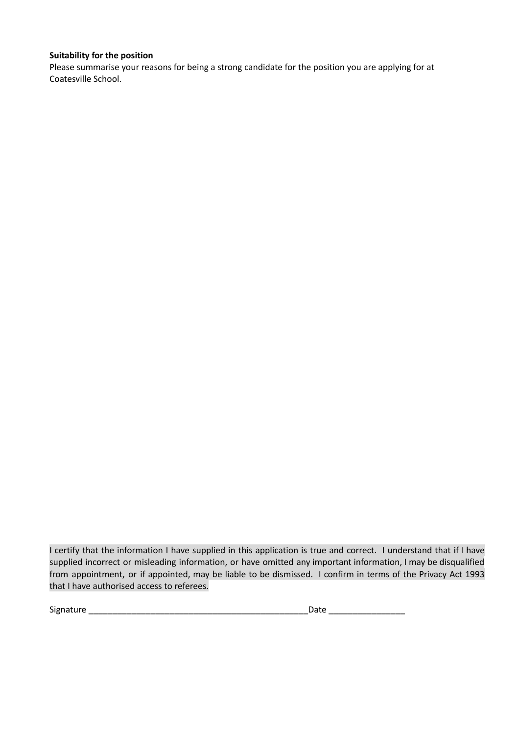**Suitability for the position**

Please summarise your reasons for being a strong candidate for the position you are applying for at Coatesville School.

I certify that the information I have supplied in this application is true and correct. I understand that if I have supplied incorrect or misleading information, or have omitted any important information, I may be disqualified from appointment, or if appointed, may be liable to be dismissed. I confirm in terms of the Privacy Act 1993 that I have authorised access to referees.

Signature _______________________________________________Date ________________